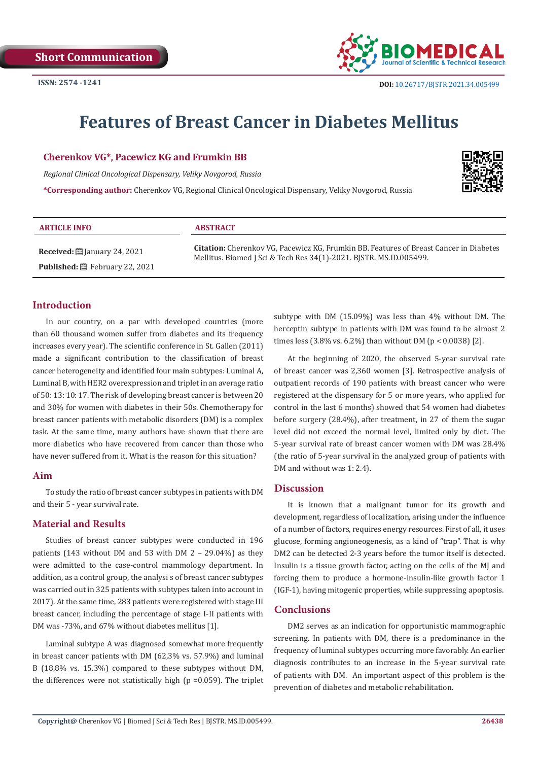Short Communication

ISSN: 2574 -1241

DOI: 10.26717/BJSTR.2021.34.005499

# Features of Breast Cancer in Diabetes Mellitus

**Cherenkov VG\*, Pacewicz KG and Frumkin BB**

*Regional Clinical Oncological Dispensary, Veliky Novgorod, Russia*

**\*Corresponding author:** Cherenkov VG, Regional Clinical Oncological Dispensary, Veliky Novgorod, Russia

**ARTICLE INFO**

**Received:** January 24, 2021

**Published:** February 22, 2021

**ABSTRACT**

**Citation:** Cherenkov VG, Pacewicz KG, Frumkin BB. Features of Breast Cancer in Diabetes Mellitus. Biomed J Sci & Tech Res 34(1)-2021. BJSTR. MS.ID.005499.

## Introduction

In our country, on a par with developed countries (more than 60 thousand women suffer from diabetes and its frequency increases every year). The scientific conference in St. Gallen (2011) made a significant contribution to the classification of breast cancer heterogeneity and identified four main subtypes: Luminal A, Luminal B, with HER2 overexpression and triplet in an average ratio of 50: 13: 10: 17. The risk of developing breast cancer is between 20 and 30% for women with diabetes in their 50s. Chemotherapy for breast cancer patients with metabolic disorders (DM) is a complex task. At the same time, many authors have shown that there are more diabetics who have recovered from cancer than those who have never suffered from it. What is the reason for this situation?

## Aim

To study the ratio of breast cancer subtypes in patients with DM and their 5 - year survival rate.

## Material and Results

Studies of breast cancer subtypes were conducted in 196 patients (143 without DM and 53 with DM 2 – 29.04%) as they were admitted to the case-control mammology department. In addition, as a control group, the analysi s of breast cancer subtypes was carried out in 325 patients with subtypes taken into account in 2017). At the same time, 283 patients were registered with stage III breast cancer, including the percentage of stage I-II patients with DM was -73%, and 67% without diabetes mellitus [1].

Luminal subtype A was diagnosed somewhat more frequently in breast cancer patients with DM (62,3% vs. 57.9%) and luminal B (18.8% vs. 15.3%) compared to these subtypes without DM, the differences were not statistically high ($p = 0.059$). The triplet subtype with DM (15.09%) was less than 4% without DM. The herceptin subtype in patients with DM was found to be almost 2 times less (3.8% vs. 6.2%) than without DM ($p < 0.0038$) [2].

At the beginning of 2020, the observed 5-year survival rate of breast cancer was 2,360 women [3]. Retrospective analysis of outpatient records of 190 patients with breast cancer who were registered at the dispensary for 5 or more years, who applied for control in the last 6 months) showed that 54 women had diabetes before surgery (28.4%), after treatment, in 27 of them the sugar level did not exceed the normal level, limited only by diet. The 5-year survival rate of breast cancer women with DM was 28.4% (the ratio of 5-year survival in the analyzed group of patients with DM and without was 1: 2.4).

## Discussion

It is known that a malignant tumor for its growth and development, regardless of localization, arising under the influence of a number of factors, requires energy resources. First of all, it uses glucose, forming angioneogenesis, as a kind of "trap". That is why DM2 can be detected 2-3 years before the tumor itself is detected. Insulin is a tissue growth factor, acting on the cells of the MJ and forcing them to produce a hormone-insulin-like growth factor 1 (IGF-1), having mitogenic properties, while suppressing apoptosis.

## Conclusions

DM2 serves as an indication for opportunistic mammographic screening. In patients with DM, there is a predominance in the frequency of luminal subtypes occurring more favorably. An earlier diagnosis contributes to an increase in the 5-year survival rate of patients with DM. An important aspect of this problem is the prevention of diabetes and metabolic rehabilitation.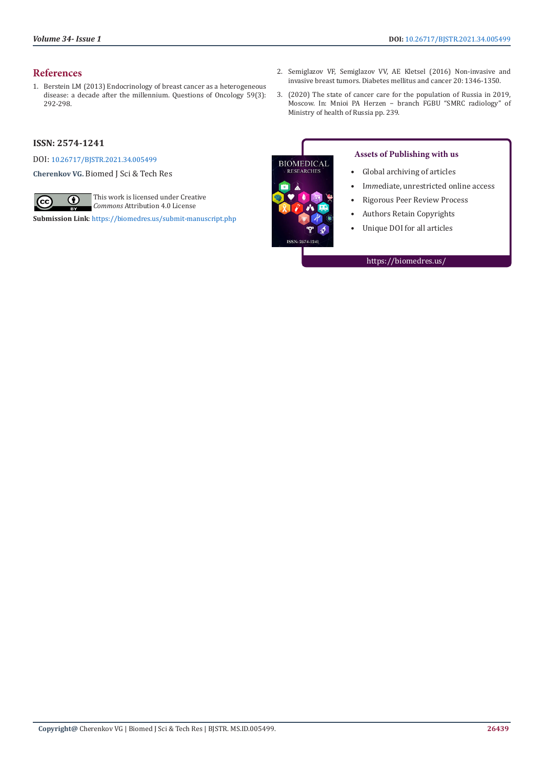## References

1. Berstein LM (2013) Endocrinology of breast cancer as a heterogeneous disease: a decade after the millennium. Questions of Oncology 59(3): 292-298.
2. Semiglazov VF, Semiglazov VV, AE Kletsel (2016) Non-invasive and invasive breast tumors. Diabetes mellitus and cancer 20: 1346-1350.
3. (2020) The state of cancer care for the population of Russia in 2019, Moscow. In: Mnioi PA Herzen – branch FGBU "SMRC radiology" of Ministry of health of Russia pp. 239.

**ISSN: 2574-1241**

DOI: 10.26717/BJSTR.2021.34.005499

**Cherenkov VG.** Biomed J Sci & Tech Res

This work is licensed under Creative *Commons* Attribution 4.0 License

**Submission Link**: https://biomedres.us/submit-manuscript.php

### Assets of Publishing with us

- Global archiving of articles
- Immediate, unrestricted online access
- Rigorous Peer Review Process
- Authors Retain Copyrights
- Unique DOI for all articles

https://biomedres.us/